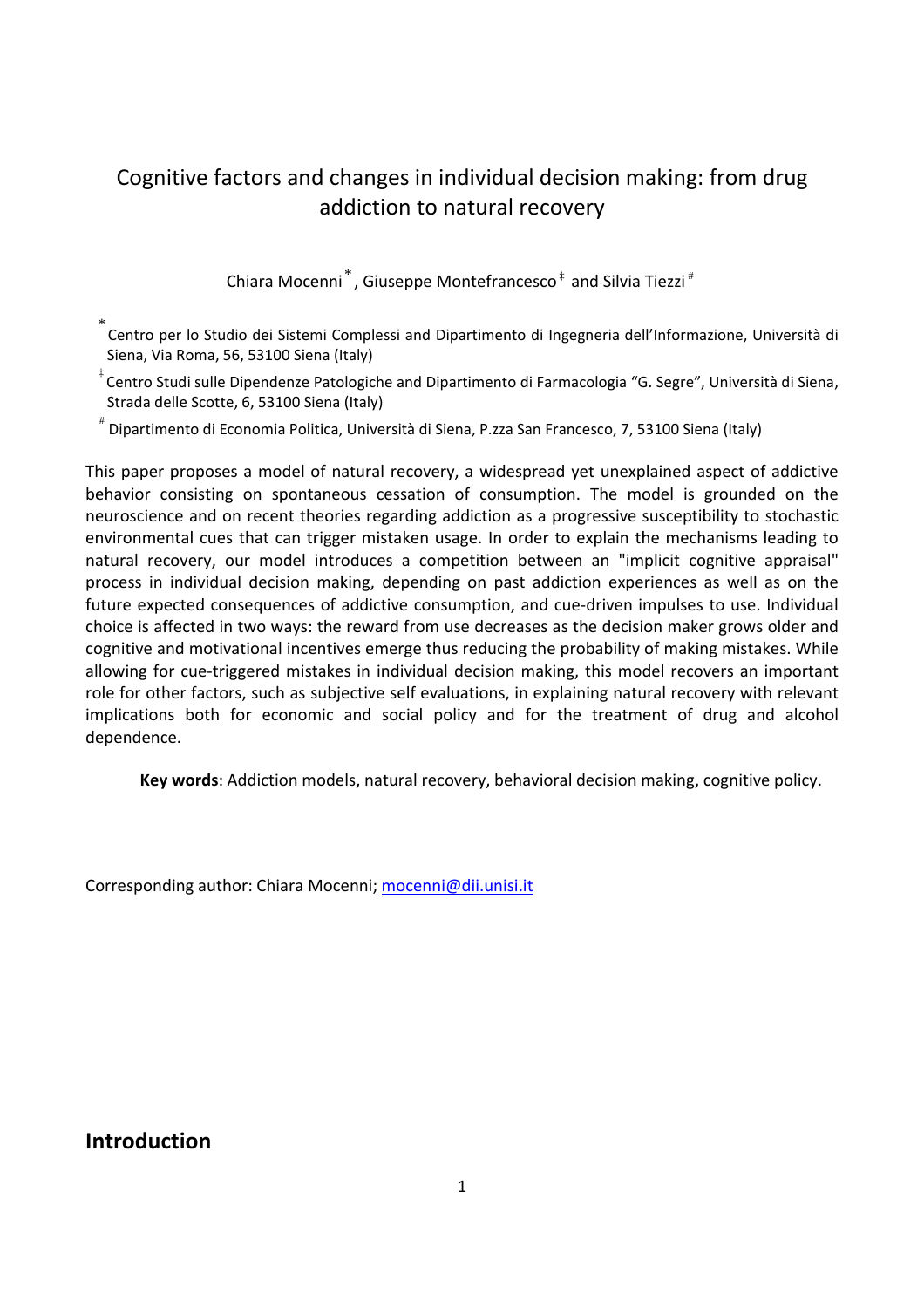# Cognitive factors and changes in individual decision making: from drug addiction to natural recovery

Chiara Mocenni [*], Giuseppe Montefrancesco [‡] and Silvia Tiezzi [#]

[*] Centro per lo Studio dei Sistemi Complessi and Dipartimento di Ingegneria dell'Informazione, Università di Siena, Via Roma, 56, 53100 Siena (Italy)

[‡] Centro Studi sulle Dipendenze Patologiche and Dipartimento di Farmacologia "G. Segre", Università di Siena, Strada delle Scotte, 6, 53100 Siena (Italy)

[#] Dipartimento di Economia Politica, Università di Siena, P.zza San Francesco, 7, 53100 Siena (Italy)

This paper proposes a model of natural recovery, a widespread yet unexplained aspect of addictive behavior consisting on spontaneous cessation of consumption. The model is grounded on the neuroscience and on recent theories regarding addiction as a progressive susceptibility to stochastic environmental cues that can trigger mistaken usage. In order to explain the mechanisms leading to natural recovery, our model introduces a competition between an "implicit cognitive appraisal" process in individual decision making, depending on past addiction experiences as well as on the future expected consequences of addictive consumption, and cue-driven impulses to use. Individual choice is affected in two ways: the reward from use decreases as the decision maker grows older and cognitive and motivational incentives emerge thus reducing the probability of making mistakes. While allowing for cue-triggered mistakes in individual decision making, this model recovers an important role for other factors, such as subjective self evaluations, in explaining natural recovery with relevant implications both for economic and social policy and for the treatment of drug and alcohol dependence.

**Key words**: Addiction models, natural recovery, behavioral decision making, cognitive policy.

Corresponding author: Chiara Mocenni; mocenni@dii.unisi.it

## Introduction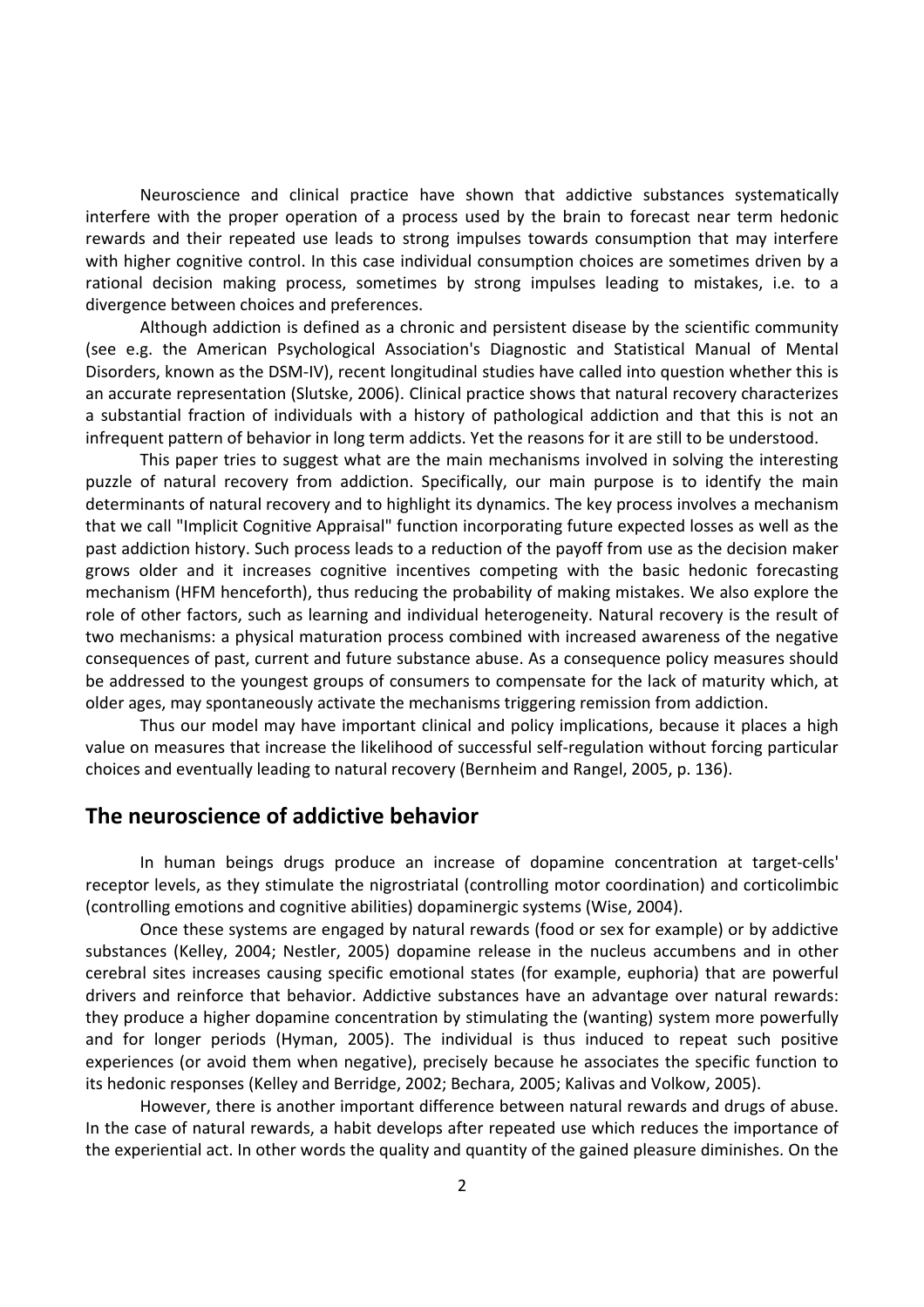Neuroscience and clinical practice have shown that addictive substances systematically interfere with the proper operation of a process used by the brain to forecast near term hedonic rewards and their repeated use leads to strong impulses towards consumption that may interfere with higher cognitive control. In this case individual consumption choices are sometimes driven by a rational decision making process, sometimes by strong impulses leading to mistakes, i.e. to a divergence between choices and preferences.

Although addiction is defined as a chronic and persistent disease by the scientific community (see e.g. the American Psychological Association's Diagnostic and Statistical Manual of Mental Disorders, known as the DSM-IV), recent longitudinal studies have called into question whether this is an accurate representation (Slutske, 2006). Clinical practice shows that natural recovery characterizes a substantial fraction of individuals with a history of pathological addiction and that this is not an infrequent pattern of behavior in long term addicts. Yet the reasons for it are still to be understood.

This paper tries to suggest what are the main mechanisms involved in solving the interesting puzzle of natural recovery from addiction. Specifically, our main purpose is to identify the main determinants of natural recovery and to highlight its dynamics. The key process involves a mechanism that we call "Implicit Cognitive Appraisal" function incorporating future expected losses as well as the past addiction history. Such process leads to a reduction of the payoff from use as the decision maker grows older and it increases cognitive incentives competing with the basic hedonic forecasting mechanism (HFM henceforth), thus reducing the probability of making mistakes. We also explore the role of other factors, such as learning and individual heterogeneity. Natural recovery is the result of two mechanisms: a physical maturation process combined with increased awareness of the negative consequences of past, current and future substance abuse. As a consequence policy measures should be addressed to the youngest groups of consumers to compensate for the lack of maturity which, at older ages, may spontaneously activate the mechanisms triggering remission from addiction.

Thus our model may have important clinical and policy implications, because it places a high value on measures that increase the likelihood of successful self-regulation without forcing particular choices and eventually leading to natural recovery (Bernheim and Rangel, 2005, p. 136).

## The neuroscience of addictive behavior

In human beings drugs produce an increase of dopamine concentration at target-cells' receptor levels, as they stimulate the nigrostriatal (controlling motor coordination) and corticolimbic (controlling emotions and cognitive abilities) dopaminergic systems (Wise, 2004).

Once these systems are engaged by natural rewards (food or sex for example) or by addictive substances (Kelley, 2004; Nestler, 2005) dopamine release in the nucleus accumbens and in other cerebral sites increases causing specific emotional states (for example, euphoria) that are powerful drivers and reinforce that behavior. Addictive substances have an advantage over natural rewards: they produce a higher dopamine concentration by stimulating the (wanting) system more powerfully and for longer periods (Hyman, 2005). The individual is thus induced to repeat such positive experiences (or avoid them when negative), precisely because he associates the specific function to its hedonic responses (Kelley and Berridge, 2002; Bechara, 2005; Kalivas and Volkow, 2005).

However, there is another important difference between natural rewards and drugs of abuse. In the case of natural rewards, a habit develops after repeated use which reduces the importance of the experiential act. In other words the quality and quantity of the gained pleasure diminishes. On the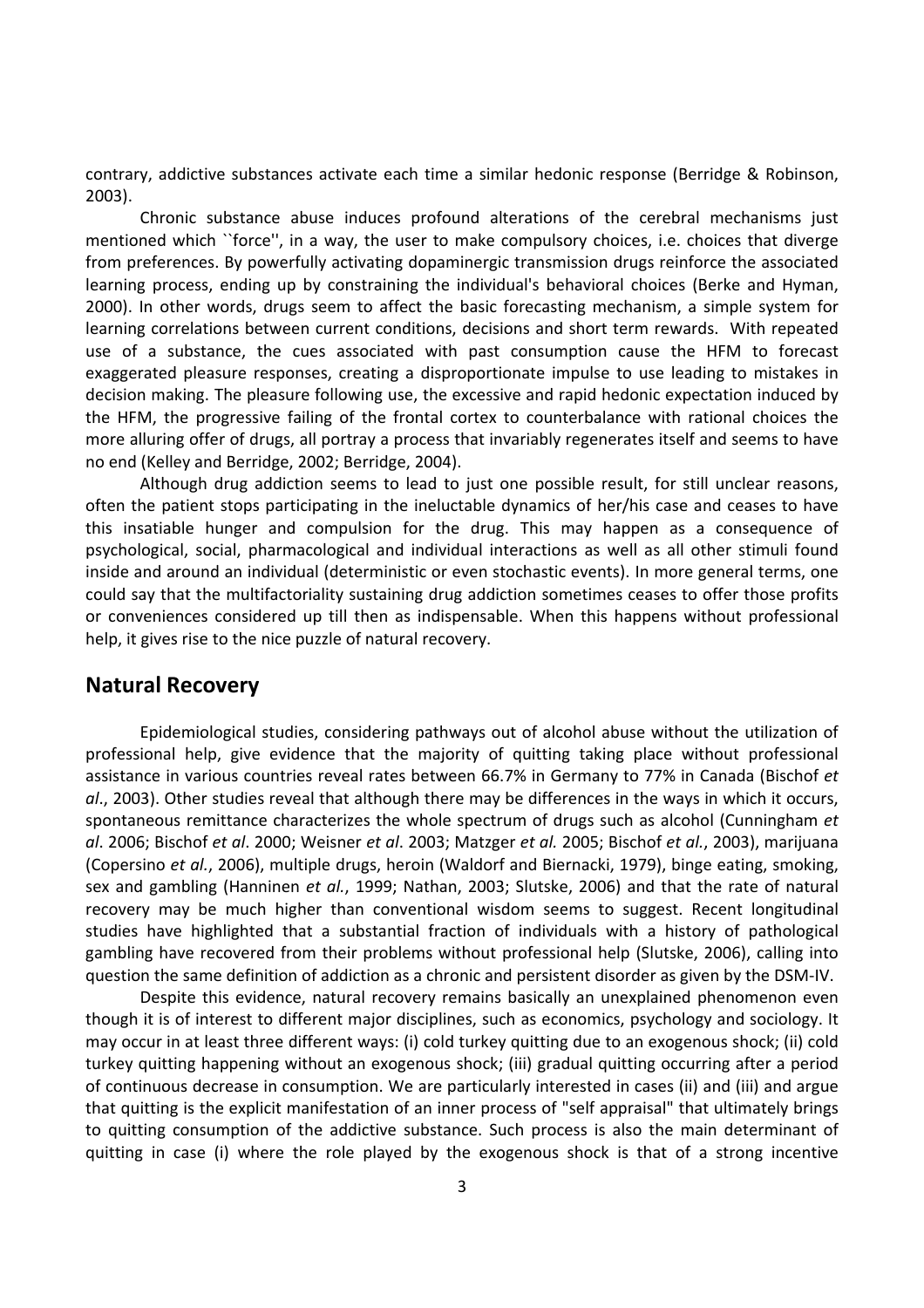contrary, addictive substances activate each time a similar hedonic response (Berridge & Robinson, 2003).

Chronic substance abuse induces profound alterations of the cerebral mechanisms just mentioned which ``force'', in a way, the user to make compulsory choices, i.e. choices that diverge from preferences. By powerfully activating dopaminergic transmission drugs reinforce the associated learning process, ending up by constraining the individual's behavioral choices (Berke and Hyman, 2000). In other words, drugs seem to affect the basic forecasting mechanism, a simple system for learning correlations between current conditions, decisions and short term rewards. With repeated use of a substance, the cues associated with past consumption cause the HFM to forecast exaggerated pleasure responses, creating a disproportionate impulse to use leading to mistakes in decision making. The pleasure following use, the excessive and rapid hedonic expectation induced by the HFM, the progressive failing of the frontal cortex to counterbalance with rational choices the more alluring offer of drugs, all portray a process that invariably regenerates itself and seems to have no end (Kelley and Berridge, 2002; Berridge, 2004).

Although drug addiction seems to lead to just one possible result, for still unclear reasons, often the patient stops participating in the ineluctable dynamics of her/his case and ceases to have this insatiable hunger and compulsion for the drug. This may happen as a consequence of psychological, social, pharmacological and individual interactions as well as all other stimuli found inside and around an individual (deterministic or even stochastic events). In more general terms, one could say that the multifactoriality sustaining drug addiction sometimes ceases to offer those profits or conveniences considered up till then as indispensable. When this happens without professional help, it gives rise to the nice puzzle of natural recovery.

## Natural Recovery

Epidemiological studies, considering pathways out of alcohol abuse without the utilization of professional help, give evidence that the majority of quitting taking place without professional assistance in various countries reveal rates between 66.7% in Germany to 77% in Canada (Bischof *et al*., 2003). Other studies reveal that although there may be differences in the ways in which it occurs, spontaneous remittance characterizes the whole spectrum of drugs such as alcohol (Cunningham *et al*. 2006; Bischof *et al*. 2000; Weisner *et al*. 2003; Matzger *et al.* 2005; Bischof *et al.*, 2003), marijuana (Copersino *et al.*, 2006), multiple drugs, heroin (Waldorf and Biernacki, 1979), binge eating, smoking, sex and gambling (Hanninen *et al.*, 1999; Nathan, 2003; Slutske, 2006) and that the rate of natural recovery may be much higher than conventional wisdom seems to suggest. Recent longitudinal studies have highlighted that a substantial fraction of individuals with a history of pathological gambling have recovered from their problems without professional help (Slutske, 2006), calling into question the same definition of addiction as a chronic and persistent disorder as given by the DSM-IV.

Despite this evidence, natural recovery remains basically an unexplained phenomenon even though it is of interest to different major disciplines, such as economics, psychology and sociology. It may occur in at least three different ways: (i) cold turkey quitting due to an exogenous shock; (ii) cold turkey quitting happening without an exogenous shock; (iii) gradual quitting occurring after a period of continuous decrease in consumption. We are particularly interested in cases (ii) and (iii) and argue that quitting is the explicit manifestation of an inner process of "self appraisal" that ultimately brings to quitting consumption of the addictive substance. Such process is also the main determinant of quitting in case (i) where the role played by the exogenous shock is that of a strong incentive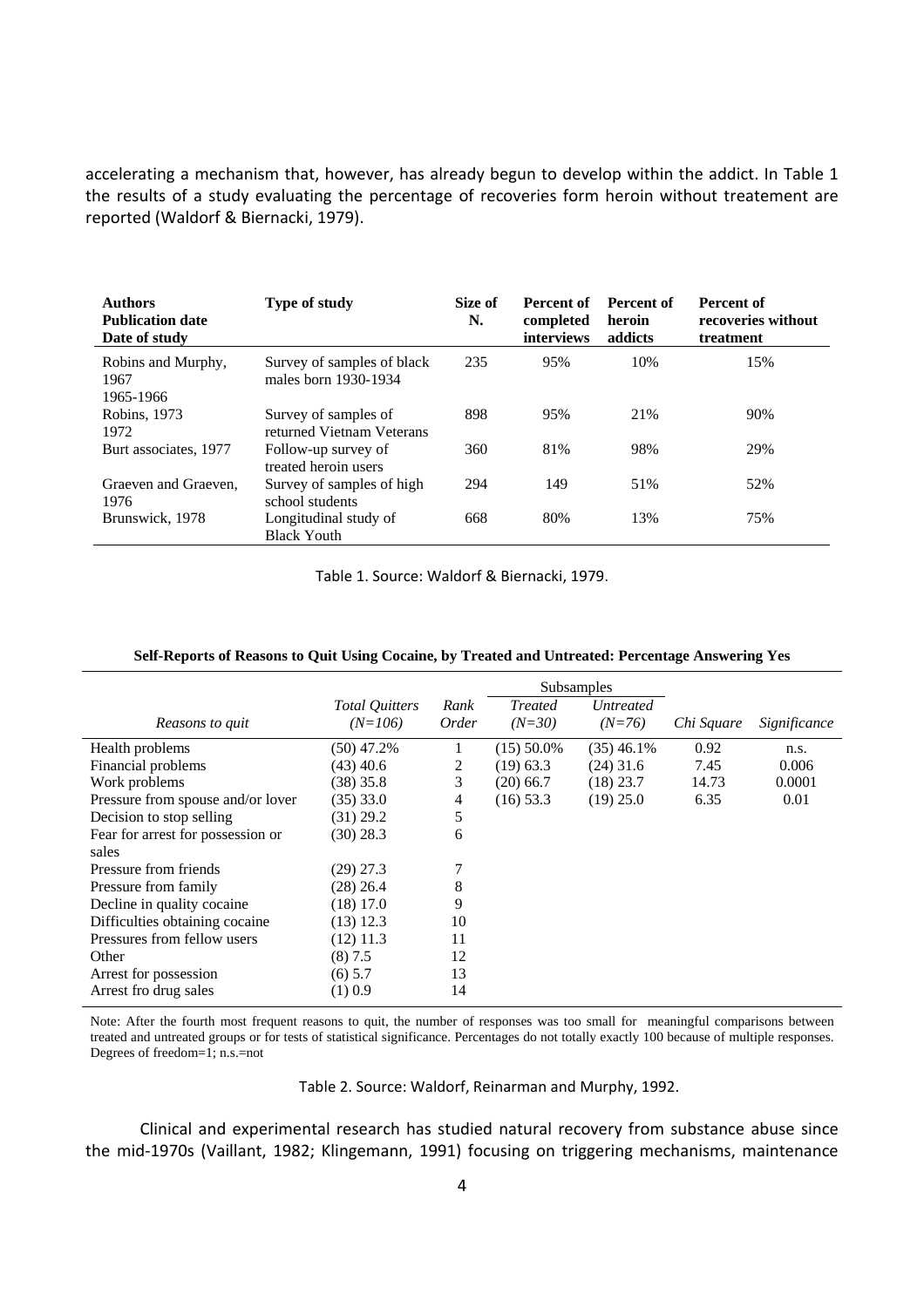accelerating a mechanism that, however, has already begun to develop within the addict. In Table 1 the results of a study evaluating the percentage of recoveries form heroin without treatement are reported (Waldorf & Biernacki, 1979).

| **Authors Publication date Date of study** | **Type of study** | **Size of N.** | **Percent of completed interviews** | **Percent of heroin addicts** | **Percent of recoveries without treatment** |
|---|---|---|---|---|---|
| Robins and Murphy, 1967 1965-1966 | Survey of samples of black males born 1930-1934 | 235 | 95% | 10% | 15% |
| Robins, 1973 1972 | Survey of samples of returned Vietnam Veterans | 898 | 95% | 21% | 90% |
| Burt associates, 1977 | Follow-up survey of treated heroin users | 360 | 81% | 98% | 29% |
| Graeven and Graeven, 1976 | Survey of samples of high school students | 294 | 149 | 51% | 52% |
| Brunswick, 1978 | Longitudinal study of Black Youth | 668 | 80% | 13% | 75% |

Table 1. Source: Waldorf & Biernacki, 1979.

**Self-Reports of Reasons to Quit Using Cocaine, by Treated and Untreated: Percentage Answering Yes**

| | | | Subsamples | | | |
|---|---|---|---|---|---|---|
| *Reasons to quit* | *Total Quitters (N=106)* | *Rank Order* | *Treated (N=30)* | *Untreated (N=76)* | *Chi Square* | *Significance* |
| Health problems | (50) 47.2% | 1 | (15) 50.0% | (35) 46.1% | 0.92 | n.s. |
| Financial problems | (43) 40.6 | 2 | (19) 63.3 | (24) 31.6 | 7.45 | 0.006 |
| Work problems | (38) 35.8 | 3 | (20) 66.7 | (18) 23.7 | 14.73 | 0.0001 |
| Pressure from spouse and/or lover | (35) 33.0 | 4 | (16) 53.3 | (19) 25.0 | 6.35 | 0.01 |
| Decision to stop selling | (31) 29.2 | 5 | | | | |
| Fear for arrest for possession or sales | (30) 28.3 | 6 | | | | |
| Pressure from friends | (29) 27.3 | 7 | | | | |
| Pressure from family | (28) 26.4 | 8 | | | | |
| Decline in quality cocaine | (18) 17.0 | 9 | | | | |
| Difficulties obtaining cocaine | (13) 12.3 | 10 | | | | |
| Pressures from fellow users | (12) 11.3 | 11 | | | | |
| Other | (8) 7.5 | 12 | | | | |
| Arrest for possession | (6) 5.7 | 13 | | | | |
| Arrest fro drug sales | (1) 0.9 | 14 | | | | |

Note: After the fourth most frequent reasons to quit, the number of responses was too small for meaningful comparisons between treated and untreated groups or for tests of statistical significance. Percentages do not totally exactly 100 because of multiple responses. Degrees of freedom=1; n.s.=not

Table 2. Source: Waldorf, Reinarman and Murphy, 1992.

Clinical and experimental research has studied natural recovery from substance abuse since the mid-1970s (Vaillant, 1982; Klingemann, 1991) focusing on triggering mechanisms, maintenance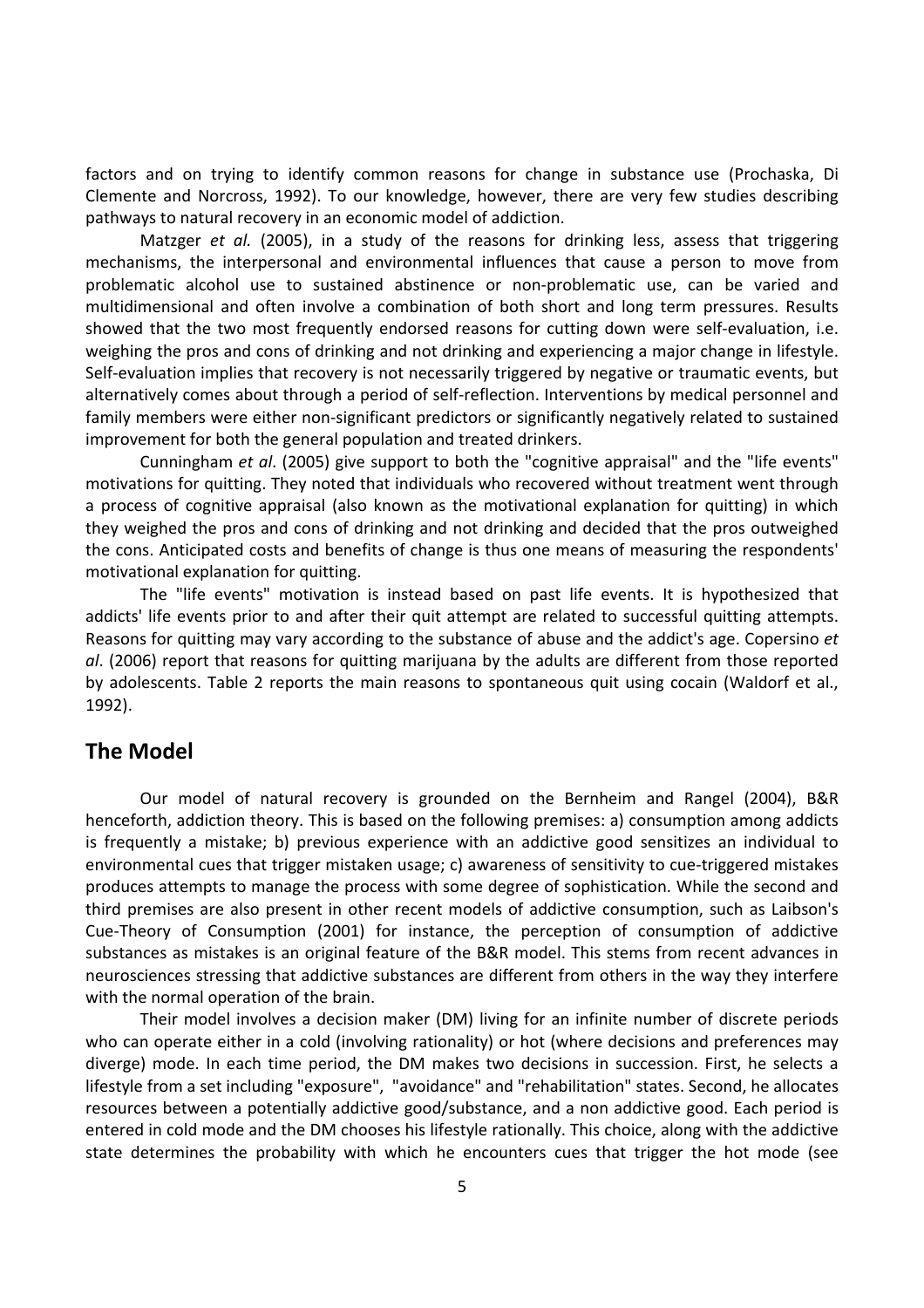factors and on trying to identify common reasons for change in substance use (Prochaska, Di Clemente and Norcross, 1992). To our knowledge, however, there are very few studies describing pathways to natural recovery in an economic model of addiction.

Matzger *et al.* (2005), in a study of the reasons for drinking less, assess that triggering mechanisms, the interpersonal and environmental influences that cause a person to move from problematic alcohol use to sustained abstinence or non-problematic use, can be varied and multidimensional and often involve a combination of both short and long term pressures. Results showed that the two most frequently endorsed reasons for cutting down were self-evaluation, i.e. weighing the pros and cons of drinking and not drinking and experiencing a major change in lifestyle. Self-evaluation implies that recovery is not necessarily triggered by negative or traumatic events, but alternatively comes about through a period of self-reflection. Interventions by medical personnel and family members were either non-significant predictors or significantly negatively related to sustained improvement for both the general population and treated drinkers.

Cunningham *et al*. (2005) give support to both the "cognitive appraisal" and the "life events" motivations for quitting. They noted that individuals who recovered without treatment went through a process of cognitive appraisal (also known as the motivational explanation for quitting) in which they weighed the pros and cons of drinking and not drinking and decided that the pros outweighed the cons. Anticipated costs and benefits of change is thus one means of measuring the respondents' motivational explanation for quitting.

The "life events" motivation is instead based on past life events. It is hypothesized that addicts' life events prior to and after their quit attempt are related to successful quitting attempts. Reasons for quitting may vary according to the substance of abuse and the addict's age. Copersino *et al*. (2006) report that reasons for quitting marijuana by the adults are different from those reported by adolescents. Table 2 reports the main reasons to spontaneous quit using cocain (Waldorf et al., 1992).

## The Model

Our model of natural recovery is grounded on the Bernheim and Rangel (2004), B&R henceforth, addiction theory. This is based on the following premises: a) consumption among addicts is frequently a mistake; b) previous experience with an addictive good sensitizes an individual to environmental cues that trigger mistaken usage; c) awareness of sensitivity to cue-triggered mistakes produces attempts to manage the process with some degree of sophistication. While the second and third premises are also present in other recent models of addictive consumption, such as Laibson's Cue-Theory of Consumption (2001) for instance, the perception of consumption of addictive substances as mistakes is an original feature of the B&R model. This stems from recent advances in neurosciences stressing that addictive substances are different from others in the way they interfere with the normal operation of the brain.

Their model involves a decision maker (DM) living for an infinite number of discrete periods who can operate either in a cold (involving rationality) or hot (where decisions and preferences may diverge) mode. In each time period, the DM makes two decisions in succession. First, he selects a lifestyle from a set including "exposure", "avoidance" and "rehabilitation" states. Second, he allocates resources between a potentially addictive good/substance, and a non addictive good. Each period is entered in cold mode and the DM chooses his lifestyle rationally. This choice, along with the addictive state determines the probability with which he encounters cues that trigger the hot mode (see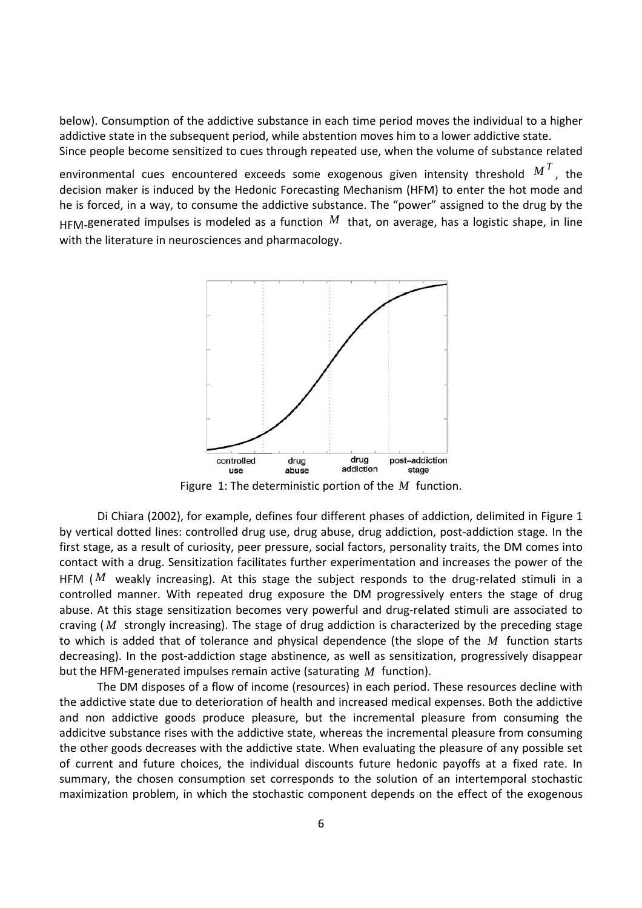below). Consumption of the addictive substance in each time period moves the individual to a higher addictive state in the subsequent period, while abstention moves him to a lower addictive state.
Since people become sensitized to cues through repeated use, when the volume of substance related environmental cues encountered exceeds some exogenous given intensity threshold $M^T$, the decision maker is induced by the Hedonic Forecasting Mechanism (HFM) to enter the hot mode and he is forced, in a way, to consume the addictive substance. The "power" assigned to the drug by the HFM-generated impulses is modeled as a function $M$ that, on average, has a logistic shape, in line with the literature in neurosciences and pharmacology.

Figure 1: The deterministic portion of the $M$ function.

Di Chiara (2002), for example, defines four different phases of addiction, delimited in Figure 1 by vertical dotted lines: controlled drug use, drug abuse, drug addiction, post-addiction stage. In the first stage, as a result of curiosity, peer pressure, social factors, personality traits, the DM comes into contact with a drug. Sensitization facilitates further experimentation and increases the power of the HFM ($M$ weakly increasing). At this stage the subject responds to the drug-related stimuli in a controlled manner. With repeated drug exposure the DM progressively enters the stage of drug abuse. At this stage sensitization becomes very powerful and drug-related stimuli are associated to craving ($M$ strongly increasing). The stage of drug addiction is characterized by the preceding stage to which is added that of tolerance and physical dependence (the slope of the $M$ function starts decreasing). In the post-addiction stage abstinence, as well as sensitization, progressively disappear but the HFM-generated impulses remain active (saturating $M$ function).

The DM disposes of a flow of income (resources) in each period. These resources decline with the addictive state due to deterioration of health and increased medical expenses. Both the addictive and non addictive goods produce pleasure, but the incremental pleasure from consuming the addicitve substance rises with the addictive state, whereas the incremental pleasure from consuming the other goods decreases with the addictive state. When evaluating the pleasure of any possible set of current and future choices, the individual discounts future hedonic payoffs at a fixed rate. In summary, the chosen consumption set corresponds to the solution of an intertemporal stochastic maximization problem, in which the stochastic component depends on the effect of the exogenous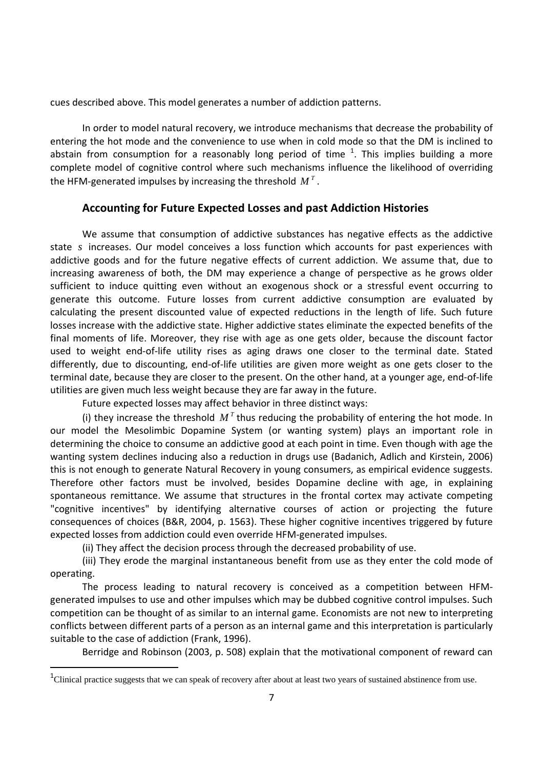cues described above. This model generates a number of addiction patterns.

In order to model natural recovery, we introduce mechanisms that decrease the probability of entering the hot mode and the convenience to use when in cold mode so that the DM is inclined to abstain from consumption for a reasonably long period of time [1]. This implies building a more complete model of cognitive control where such mechanisms influence the likelihood of overriding the HFM-generated impulses by increasing the threshold $M^T$.

## Accounting for Future Expected Losses and past Addiction Histories

We assume that consumption of addictive substances has negative effects as the addictive state $s$ increases. Our model conceives a loss function which accounts for past experiences with addictive goods and for the future negative effects of current addiction. We assume that, due to increasing awareness of both, the DM may experience a change of perspective as he grows older sufficient to induce quitting even without an exogenous shock or a stressful event occurring to generate this outcome. Future losses from current addictive consumption are evaluated by calculating the present discounted value of expected reductions in the length of life. Such future losses increase with the addictive state. Higher addictive states eliminate the expected benefits of the final moments of life. Moreover, they rise with age as one gets older, because the discount factor used to weight end-of-life utility rises as aging draws one closer to the terminal date. Stated differently, due to discounting, end-of-life utilities are given more weight as one gets closer to the terminal date, because they are closer to the present. On the other hand, at a younger age, end-of-life utilities are given much less weight because they are far away in the future.

Future expected losses may affect behavior in three distinct ways:

(i) they increase the threshold $M^T$ thus reducing the probability of entering the hot mode. In our model the Mesolimbic Dopamine System (or wanting system) plays an important role in determining the choice to consume an addictive good at each point in time. Even though with age the wanting system declines inducing also a reduction in drugs use (Badanich, Adlich and Kirstein, 2006) this is not enough to generate Natural Recovery in young consumers, as empirical evidence suggests. Therefore other factors must be involved, besides Dopamine decline with age, in explaining spontaneous remittance. We assume that structures in the frontal cortex may activate competing "cognitive incentives" by identifying alternative courses of action or projecting the future consequences of choices (B&R, 2004, p. 1563). These higher cognitive incentives triggered by future expected losses from addiction could even override HFM-generated impulses.

(ii) They affect the decision process through the decreased probability of use.

(iii) They erode the marginal instantaneous benefit from use as they enter the cold mode of operating.

The process leading to natural recovery is conceived as a competition between HFM-generated impulses to use and other impulses which may be dubbed cognitive control impulses. Such competition can be thought of as similar to an internal game. Economists are not new to interpreting conflicts between different parts of a person as an internal game and this interpretation is particularly suitable to the case of addiction (Frank, 1996).

Berridge and Robinson (2003, p. 508) explain that the motivational component of reward can

[1] Clinical practice suggests that we can speak of recovery after about at least two years of sustained abstinence from use.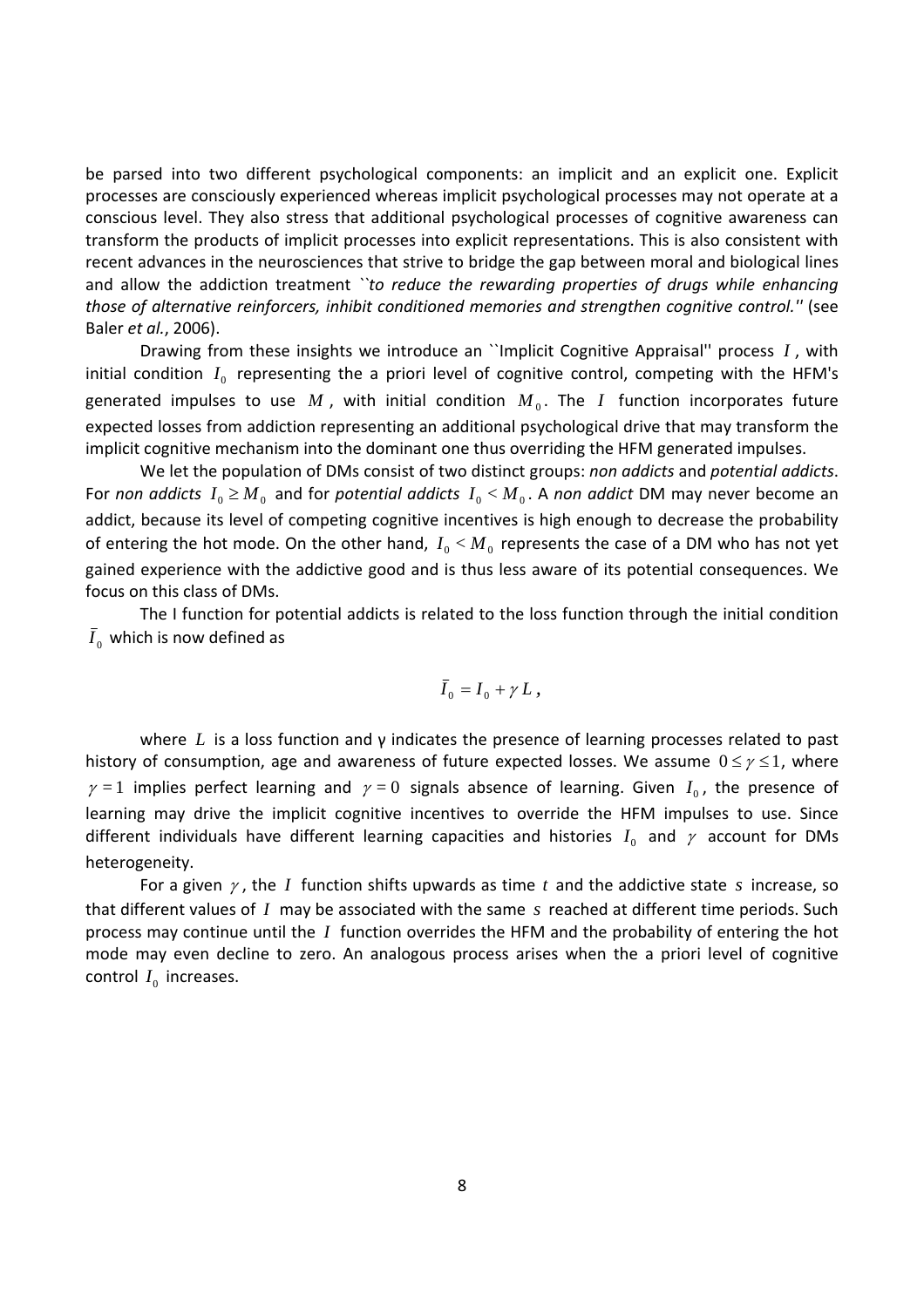be parsed into two different psychological components: an implicit and an explicit one. Explicit processes are consciously experienced whereas implicit psychological processes may not operate at a conscious level. They also stress that additional psychological processes of cognitive awareness can transform the products of implicit processes into explicit representations. This is also consistent with recent advances in the neurosciences that strive to bridge the gap between moral and biological lines and allow the addiction treatment ``*to reduce the rewarding properties of drugs while enhancing those of alternative reinforcers, inhibit conditioned memories and strengthen cognitive control.*'' (see Baler *et al.*, 2006).

Drawing from these insights we introduce an ``Implicit Cognitive Appraisal'' process $I$, with initial condition $I_0$ representing the a priori level of cognitive control, competing with the HFM's generated impulses to use $M$, with initial condition $M_0$. The $I$ function incorporates future expected losses from addiction representing an additional psychological drive that may transform the implicit cognitive mechanism into the dominant one thus overriding the HFM generated impulses.

We let the population of DMs consist of two distinct groups: *non addicts* and *potential addicts*. For *non addicts* $I_0 \geq M_0$ and for *potential addicts* $I_0 < M_0$. A *non addict* DM may never become an addict, because its level of competing cognitive incentives is high enough to decrease the probability of entering the hot mode. On the other hand, $I_0 < M_0$ represents the case of a DM who has not yet gained experience with the addictive good and is thus less aware of its potential consequences. We focus on this class of DMs.

The I function for potential addicts is related to the loss function through the initial condition $\bar{I}_0$ which is now defined as

$$\bar{I}_0 = I_0 + \gamma L ,$$

where $L$ is a loss function and γ indicates the presence of learning processes related to past history of consumption, age and awareness of future expected losses. We assume $0 \leq \gamma \leq 1$, where $\gamma = 1$ implies perfect learning and $\gamma = 0$ signals absence of learning. Given $I_0$, the presence of learning may drive the implicit cognitive incentives to override the HFM impulses to use. Since different individuals have different learning capacities and histories $I_0$ and $\gamma$ account for DMs heterogeneity.

For a given $\gamma$, the $I$ function shifts upwards as time $t$ and the addictive state $s$ increase, so that different values of $I$ may be associated with the same $s$ reached at different time periods. Such process may continue until the $I$ function overrides the HFM and the probability of entering the hot mode may even decline to zero. An analogous process arises when the a priori level of cognitive control $I_0$ increases.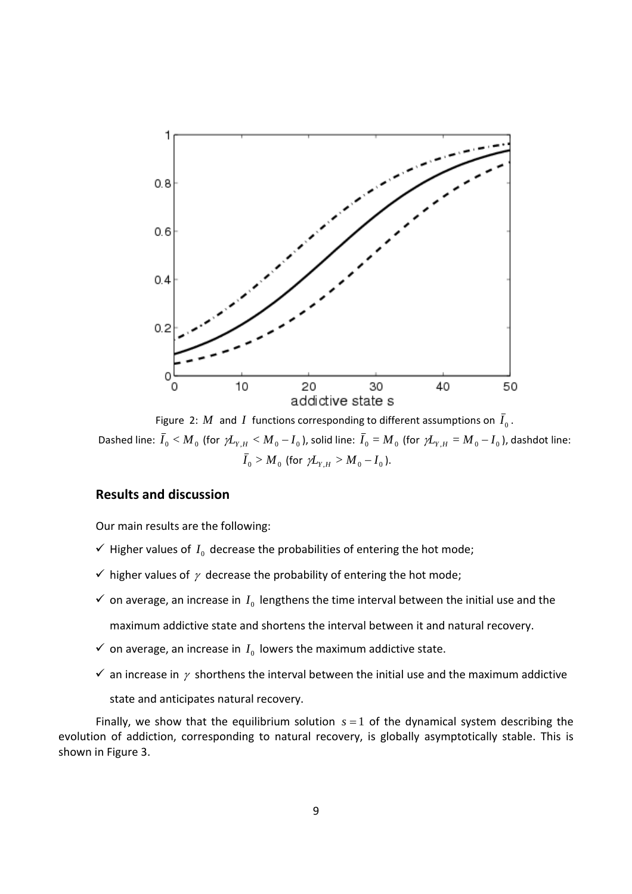Figure 2: $M$ and $I$ functions corresponding to different assumptions on $\bar{I}_0$.
Dashed line: $\bar{I}_0 < M_0$ (for $\gamma L_{Y,H} < M_0 - I_0$), solid line: $\bar{I}_0 = M_0$ (for $\gamma L_{Y,H} = M_0 - I_0$), dashdot line: $\bar{I}_0 > M_0$ (for $\gamma L_{Y,H} > M_0 - I_0$).

## Results and discussion

Our main results are the following:

- ✓ Higher values of $I_0$ decrease the probabilities of entering the hot mode;
- ✓ higher values of $\gamma$ decrease the probability of entering the hot mode;
- ✓ on average, an increase in $I_0$ lengthens the time interval between the initial use and the maximum addictive state and shortens the interval between it and natural recovery.
- ✓ on average, an increase in $I_0$ lowers the maximum addictive state.
- ✓ an increase in $\gamma$ shortens the interval between the initial use and the maximum addictive state and anticipates natural recovery.

Finally, we show that the equilibrium solution $s = 1$ of the dynamical system describing the evolution of addiction, corresponding to natural recovery, is globally asymptotically stable. This is shown in Figure 3.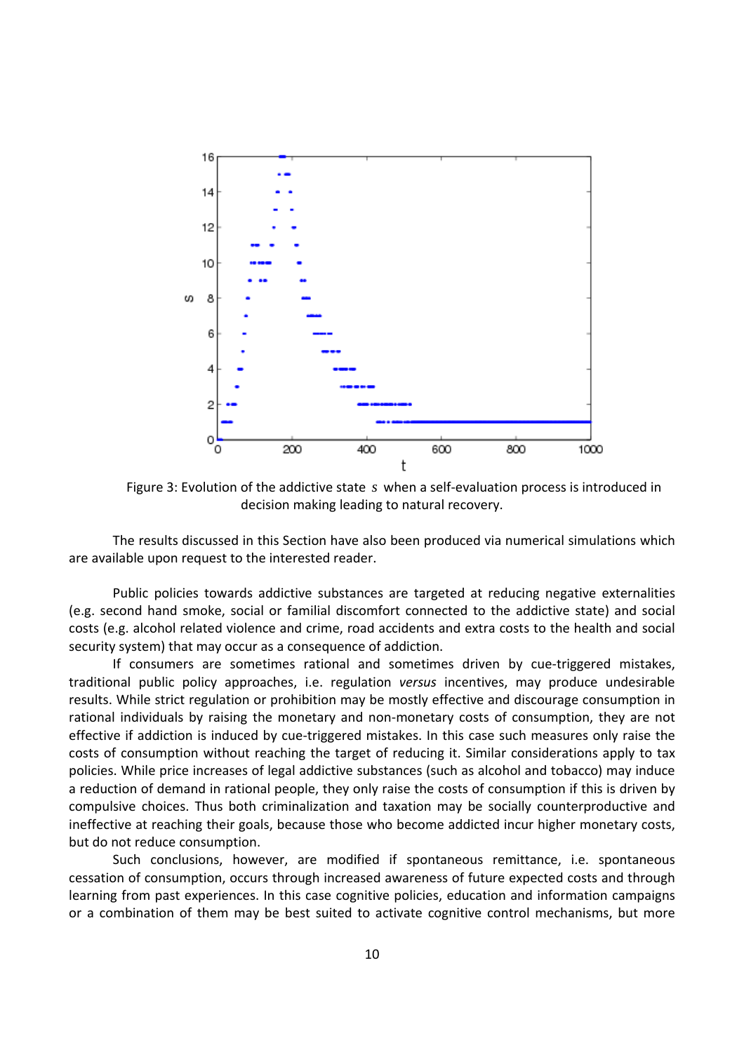Figure 3: Evolution of the addictive state $s$ when a self-evaluation process is introduced in decision making leading to natural recovery.

The results discussed in this Section have also been produced via numerical simulations which are available upon request to the interested reader.

Public policies towards addictive substances are targeted at reducing negative externalities (e.g. second hand smoke, social or familial discomfort connected to the addictive state) and social costs (e.g. alcohol related violence and crime, road accidents and extra costs to the health and social security system) that may occur as a consequence of addiction.

If consumers are sometimes rational and sometimes driven by cue-triggered mistakes, traditional public policy approaches, i.e. regulation *versus* incentives, may produce undesirable results. While strict regulation or prohibition may be mostly effective and discourage consumption in rational individuals by raising the monetary and non-monetary costs of consumption, they are not effective if addiction is induced by cue-triggered mistakes. In this case such measures only raise the costs of consumption without reaching the target of reducing it. Similar considerations apply to tax policies. While price increases of legal addictive substances (such as alcohol and tobacco) may induce a reduction of demand in rational people, they only raise the costs of consumption if this is driven by compulsive choices. Thus both criminalization and taxation may be socially counterproductive and ineffective at reaching their goals, because those who become addicted incur higher monetary costs, but do not reduce consumption.

Such conclusions, however, are modified if spontaneous remittance, i.e. spontaneous cessation of consumption, occurs through increased awareness of future expected costs and through learning from past experiences. In this case cognitive policies, education and information campaigns or a combination of them may be best suited to activate cognitive control mechanisms, but more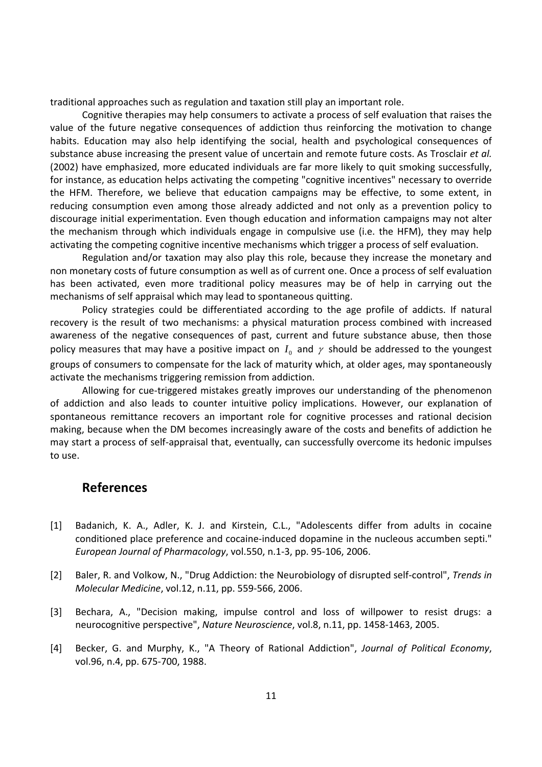traditional approaches such as regulation and taxation still play an important role.

Cognitive therapies may help consumers to activate a process of self evaluation that raises the value of the future negative consequences of addiction thus reinforcing the motivation to change habits. Education may also help identifying the social, health and psychological consequences of substance abuse increasing the present value of uncertain and remote future costs. As Trosclair *et al.* (2002) have emphasized, more educated individuals are far more likely to quit smoking successfully, for instance, as education helps activating the competing "cognitive incentives" necessary to override the HFM. Therefore, we believe that education campaigns may be effective, to some extent, in reducing consumption even among those already addicted and not only as a prevention policy to discourage initial experimentation. Even though education and information campaigns may not alter the mechanism through which individuals engage in compulsive use (i.e. the HFM), they may help activating the competing cognitive incentive mechanisms which trigger a process of self evaluation.

Regulation and/or taxation may also play this role, because they increase the monetary and non monetary costs of future consumption as well as of current one. Once a process of self evaluation has been activated, even more traditional policy measures may be of help in carrying out the mechanisms of self appraisal which may lead to spontaneous quitting.

Policy strategies could be differentiated according to the age profile of addicts. If natural recovery is the result of two mechanisms: a physical maturation process combined with increased awareness of the negative consequences of past, current and future substance abuse, then those policy measures that may have a positive impact on $I_0$ and $\gamma$ should be addressed to the youngest groups of consumers to compensate for the lack of maturity which, at older ages, may spontaneously activate the mechanisms triggering remission from addiction.

Allowing for cue-triggered mistakes greatly improves our understanding of the phenomenon of addiction and also leads to counter intuitive policy implications. However, our explanation of spontaneous remittance recovers an important role for cognitive processes and rational decision making, because when the DM becomes increasingly aware of the costs and benefits of addiction he may start a process of self-appraisal that, eventually, can successfully overcome its hedonic impulses to use.

## References

[1] Badanich, K. A., Adler, K. J. and Kirstein, C.L., "Adolescents differ from adults in cocaine conditioned place preference and cocaine-induced dopamine in the nucleous accumben septi." *European Journal of Pharmacology*, vol.550, n.1-3, pp. 95-106, 2006.

[2] Baler, R. and Volkow, N., "Drug Addiction: the Neurobiology of disrupted self-control", *Trends in Molecular Medicine*, vol.12, n.11, pp. 559-566, 2006.

[3] Bechara, A., "Decision making, impulse control and loss of willpower to resist drugs: a neurocognitive perspective", *Nature Neuroscience*, vol.8, n.11, pp. 1458-1463, 2005.

[4] Becker, G. and Murphy, K., "A Theory of Rational Addiction", *Journal of Political Economy*, vol.96, n.4, pp. 675-700, 1988.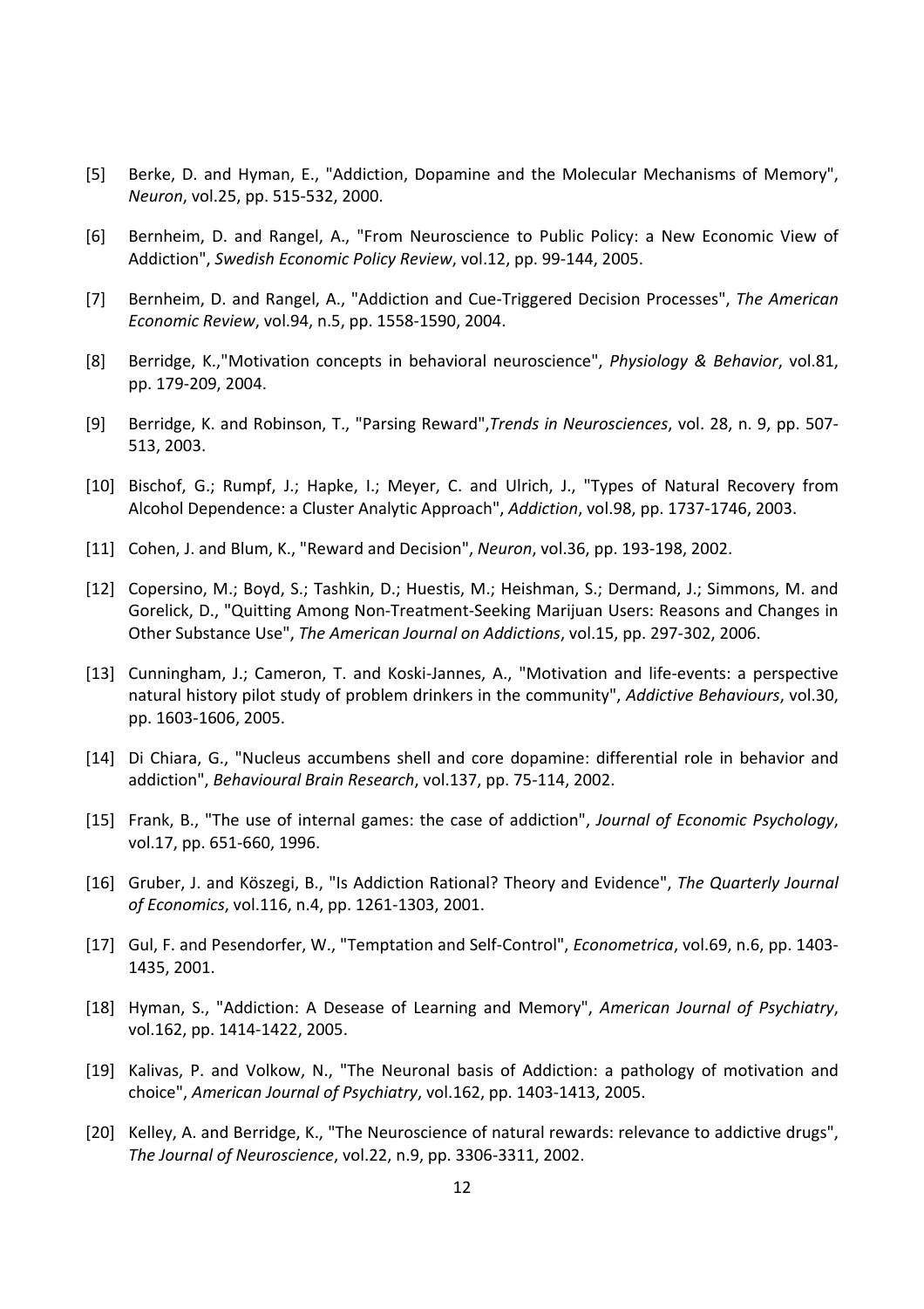[5] Berke, D. and Hyman, E., "Addiction, Dopamine and the Molecular Mechanisms of Memory", *Neuron*, vol.25, pp. 515-532, 2000.

[6] Bernheim, D. and Rangel, A., "From Neuroscience to Public Policy: a New Economic View of Addiction", *Swedish Economic Policy Review*, vol.12, pp. 99-144, 2005.

[7] Bernheim, D. and Rangel, A., "Addiction and Cue-Triggered Decision Processes", *The American Economic Review*, vol.94, n.5, pp. 1558-1590, 2004.

[8] Berridge, K.,"Motivation concepts in behavioral neuroscience", *Physiology & Behavior*, vol.81, pp. 179-209, 2004.

[9] Berridge, K. and Robinson, T., "Parsing Reward",*Trends in Neurosciences*, vol. 28, n. 9, pp. 507-513, 2003.

[10] Bischof, G.; Rumpf, J.; Hapke, I.; Meyer, C. and Ulrich, J., "Types of Natural Recovery from Alcohol Dependence: a Cluster Analytic Approach", *Addiction*, vol.98, pp. 1737-1746, 2003.

[11] Cohen, J. and Blum, K., "Reward and Decision", *Neuron*, vol.36, pp. 193-198, 2002.

[12] Copersino, M.; Boyd, S.; Tashkin, D.; Huestis, M.; Heishman, S.; Dermand, J.; Simmons, M. and Gorelick, D., "Quitting Among Non-Treatment-Seeking Marijuan Users: Reasons and Changes in Other Substance Use", *The American Journal on Addictions*, vol.15, pp. 297-302, 2006.

[13] Cunningham, J.; Cameron, T. and Koski-Jannes, A., "Motivation and life-events: a perspective natural history pilot study of problem drinkers in the community", *Addictive Behaviours*, vol.30, pp. 1603-1606, 2005.

[14] Di Chiara, G., "Nucleus accumbens shell and core dopamine: differential role in behavior and addiction", *Behavioural Brain Research*, vol.137, pp. 75-114, 2002.

[15] Frank, B., "The use of internal games: the case of addiction", *Journal of Economic Psychology*, vol.17, pp. 651-660, 1996.

[16] Gruber, J. and Köszegi, B., "Is Addiction Rational? Theory and Evidence", *The Quarterly Journal of Economics*, vol.116, n.4, pp. 1261-1303, 2001.

[17] Gul, F. and Pesendorfer, W., "Temptation and Self-Control", *Econometrica*, vol.69, n.6, pp. 1403-1435, 2001.

[18] Hyman, S., "Addiction: A Desease of Learning and Memory", *American Journal of Psychiatry*, vol.162, pp. 1414-1422, 2005.

[19] Kalivas, P. and Volkow, N., "The Neuronal basis of Addiction: a pathology of motivation and choice", *American Journal of Psychiatry*, vol.162, pp. 1403-1413, 2005.

[20] Kelley, A. and Berridge, K., "The Neuroscience of natural rewards: relevance to addictive drugs", *The Journal of Neuroscience*, vol.22, n.9, pp. 3306-3311, 2002.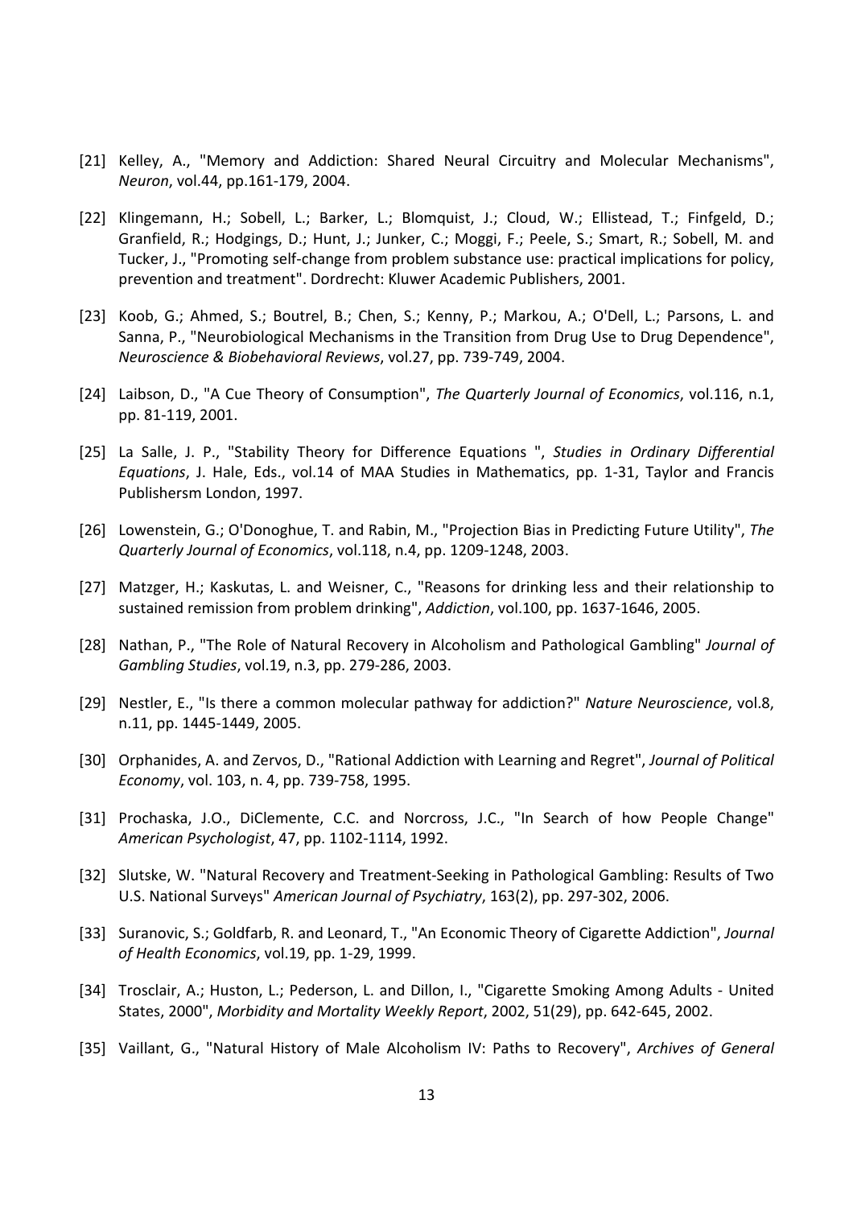[21] Kelley, A., "Memory and Addiction: Shared Neural Circuitry and Molecular Mechanisms", *Neuron*, vol.44, pp.161-179, 2004.

[22] Klingemann, H.; Sobell, L.; Barker, L.; Blomquist, J.; Cloud, W.; Ellistead, T.; Finfgeld, D.; Granfield, R.; Hodgings, D.; Hunt, J.; Junker, C.; Moggi, F.; Peele, S.; Smart, R.; Sobell, M. and Tucker, J., "Promoting self-change from problem substance use: practical implications for policy, prevention and treatment". Dordrecht: Kluwer Academic Publishers, 2001.

[23] Koob, G.; Ahmed, S.; Boutrel, B.; Chen, S.; Kenny, P.; Markou, A.; O'Dell, L.; Parsons, L. and Sanna, P., "Neurobiological Mechanisms in the Transition from Drug Use to Drug Dependence", *Neuroscience & Biobehavioral Reviews*, vol.27, pp. 739-749, 2004.

[24] Laibson, D., "A Cue Theory of Consumption", *The Quarterly Journal of Economics*, vol.116, n.1, pp. 81-119, 2001.

[25] La Salle, J. P., "Stability Theory for Difference Equations ", *Studies in Ordinary Differential Equations*, J. Hale, Eds., vol.14 of MAA Studies in Mathematics, pp. 1-31, Taylor and Francis Publishersm London, 1997.

[26] Lowenstein, G.; O'Donoghue, T. and Rabin, M., "Projection Bias in Predicting Future Utility", *The Quarterly Journal of Economics*, vol.118, n.4, pp. 1209-1248, 2003.

[27] Matzger, H.; Kaskutas, L. and Weisner, C., "Reasons for drinking less and their relationship to sustained remission from problem drinking", *Addiction*, vol.100, pp. 1637-1646, 2005.

[28] Nathan, P., "The Role of Natural Recovery in Alcoholism and Pathological Gambling" *Journal of Gambling Studies*, vol.19, n.3, pp. 279-286, 2003.

[29] Nestler, E., "Is there a common molecular pathway for addiction?" *Nature Neuroscience*, vol.8, n.11, pp. 1445-1449, 2005.

[30] Orphanides, A. and Zervos, D., "Rational Addiction with Learning and Regret", *Journal of Political Economy*, vol. 103, n. 4, pp. 739-758, 1995.

[31] Prochaska, J.O., DiClemente, C.C. and Norcross, J.C., "In Search of how People Change" *American Psychologist*, 47, pp. 1102-1114, 1992.

[32] Slutske, W. "Natural Recovery and Treatment-Seeking in Pathological Gambling: Results of Two U.S. National Surveys" *American Journal of Psychiatry*, 163(2), pp. 297-302, 2006.

[33] Suranovic, S.; Goldfarb, R. and Leonard, T., "An Economic Theory of Cigarette Addiction", *Journal of Health Economics*, vol.19, pp. 1-29, 1999.

[34] Trosclair, A.; Huston, L.; Pederson, L. and Dillon, I., "Cigarette Smoking Among Adults - United States, 2000", *Morbidity and Mortality Weekly Report*, 2002, 51(29), pp. 642-645, 2002.

[35] Vaillant, G., "Natural History of Male Alcoholism IV: Paths to Recovery", *Archives of General*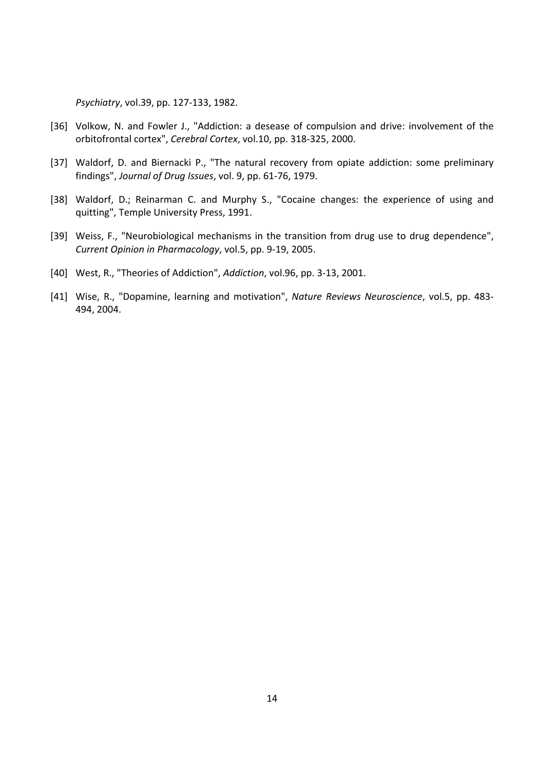*Psychiatry*, vol.39, pp. 127-133, 1982.

[36] Volkow, N. and Fowler J., "Addiction: a desease of compulsion and drive: involvement of the orbitofrontal cortex", *Cerebral Cortex*, vol.10, pp. 318-325, 2000.

[37] Waldorf, D. and Biernacki P., "The natural recovery from opiate addiction: some preliminary findings", *Journal of Drug Issues*, vol. 9, pp. 61-76, 1979.

[38] Waldorf, D.; Reinarman C. and Murphy S., "Cocaine changes: the experience of using and quitting", Temple University Press, 1991.

[39] Weiss, F., "Neurobiological mechanisms in the transition from drug use to drug dependence", *Current Opinion in Pharmacology*, vol.5, pp. 9-19, 2005.

[40] West, R., "Theories of Addiction", *Addiction*, vol.96, pp. 3-13, 2001.

[41] Wise, R., "Dopamine, learning and motivation", *Nature Reviews Neuroscience*, vol.5, pp. 483-494, 2004.